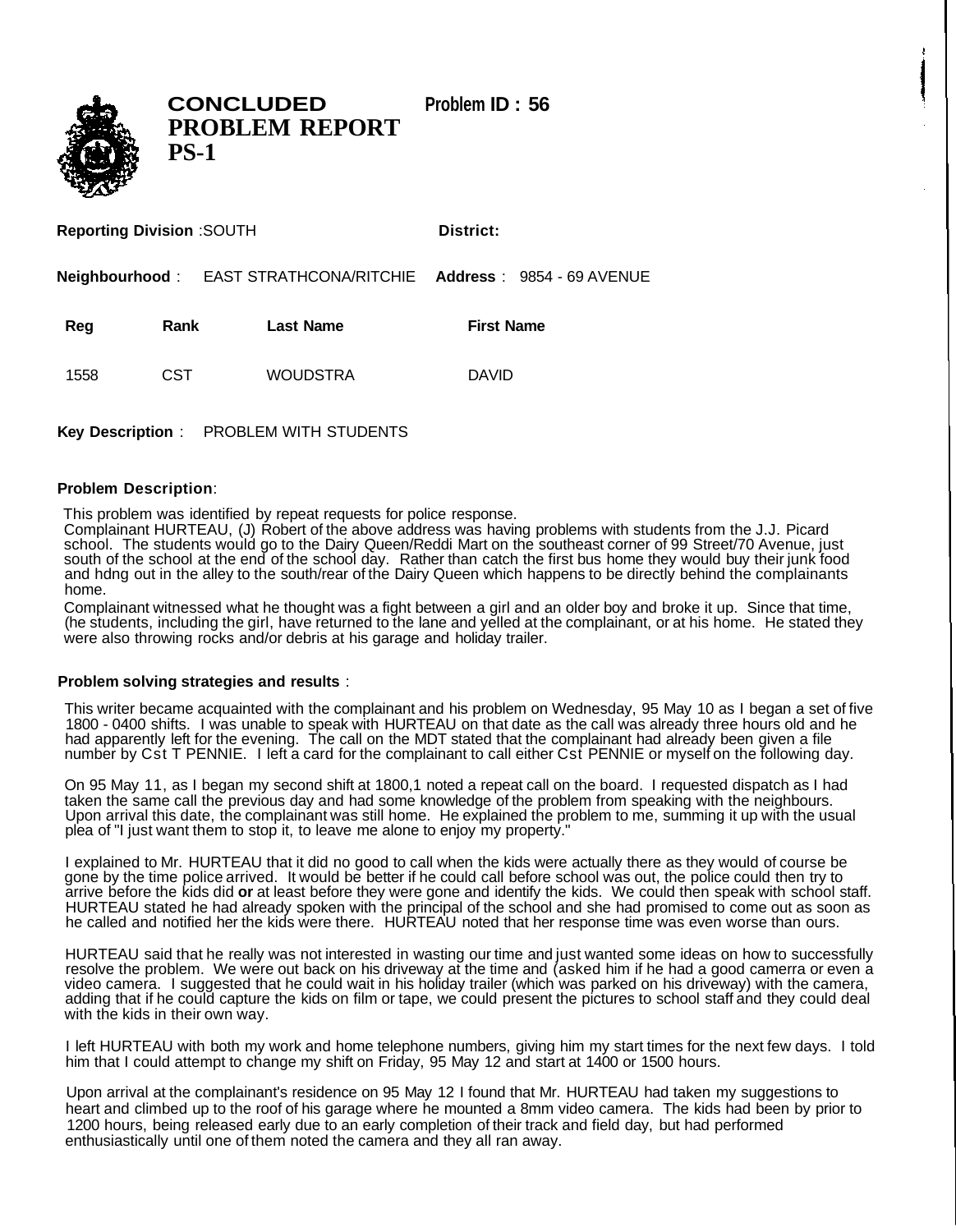# CONCLUDED PROBLEM REPORT PS-1

**Problem ID : 56**

**Reporting Division** :SOUTH **District:**

**Neighbourhood** : EAST STRATHCONA/RITCHIE **Address** : 9854 - 69 AVENUE

| Reg | Rank | Last Name | First Name |
|---|---|---|---|
| 1558 | CST | WOUDSTRA | DAVID |

**Key Description** : PROBLEM WITH STUDENTS

**Problem Description**:

This problem was identified by repeat requests for police response.

Complainant HURTEAU, (J) Robert of the above address was having problems with students from the J.J. Picard school. The students would go to the Dairy Queen/Reddi Mart on the southeast corner of 99 Street/70 Avenue, just south of the school at the end of the school day. Rather than catch the first bus home they would buy their junk food and hdng out in the alley to the south/rear of the Dairy Queen which happens to be directly behind the complainants home.

Complainant witnessed what he thought was a fight between a girl and an older boy and broke it up. Since that time, (he students, including the girl, have returned to the lane and yelled at the complainant, or at his home. He stated they were also throwing rocks and/or debris at his garage and holiday trailer.

**Problem solving strategies and results** :

This writer became acquainted with the complainant and his problem on Wednesday, 95 May 10 as I began a set of five 1800 - 0400 shifts. I was unable to speak with HURTEAU on that date as the call was already three hours old and he had apparently left for the evening. The call on the MDT stated that the complainant had already been given a file number by Cst T PENNIE. I left a card for the complainant to call either Cst PENNIE or myself on the following day.

On 95 May 11, as I began my second shift at 1800,1 noted a repeat call on the board. I requested dispatch as I had taken the same call the previous day and had some knowledge of the problem from speaking with the neighbours. Upon arrival this date, the complainant was still home. He explained the problem to me, summing it up with the usual plea of "I just want them to stop it, to leave me alone to enjoy my property."

I explained to Mr. HURTEAU that it did no good to call when the kids were actually there as they would of course be gone by the time police arrived. It would be better if he could call before school was out, the police could then try to arrive before the kids did **or** at least before they were gone and identify the kids. We could then speak with school staff. HURTEAU stated he had already spoken with the principal of the school and she had promised to come out as soon as he called and notified her the kids were there. HURTEAU noted that her response time was even worse than ours.

HURTEAU said that he really was not interested in wasting our time and just wanted some ideas on how to successfully resolve the problem. We were out back on his driveway at the time and (asked him if he had a good camerra or even a video camera. I suggested that he could wait in his holiday trailer (which was parked on his driveway) with the camera, adding that if he could capture the kids on film or tape, we could present the pictures to school staff and they could deal with the kids in their own way.

I left HURTEAU with both my work and home telephone numbers, giving him my start times for the next few days. I told him that I could attempt to change my shift on Friday, 95 May 12 and start at 1400 or 1500 hours.

Upon arrival at the complainant's residence on 95 May 12 I found that Mr. HURTEAU had taken my suggestions to heart and climbed up to the roof of his garage where he mounted a 8mm video camera. The kids had been by prior to 1200 hours, being released early due to an early completion of their track and field day, but had performed enthusiastically until one of them noted the camera and they all ran away.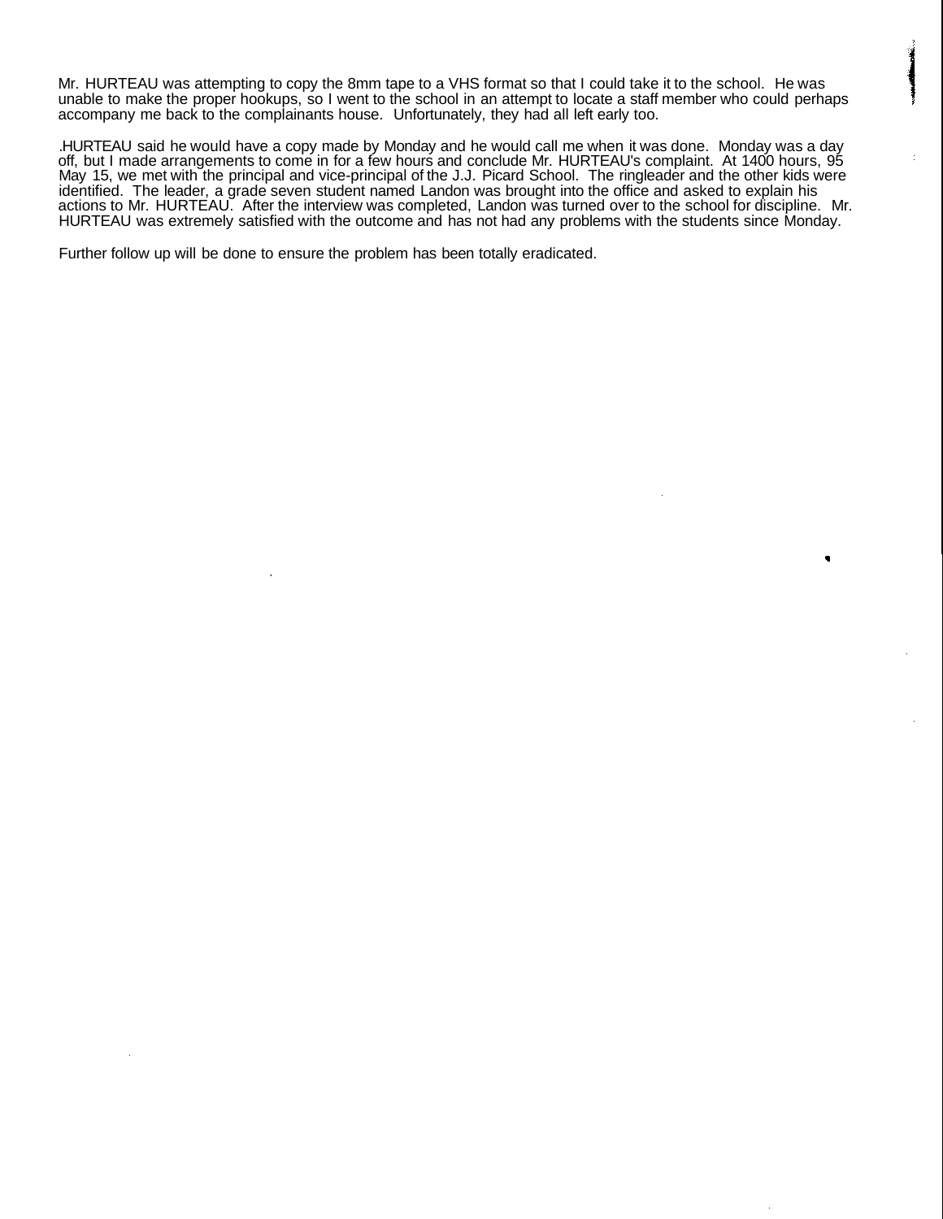Mr. HURTEAU was attempting to copy the 8mm tape to a VHS format so that I could take it to the school. He was unable to make the proper hookups, so I went to the school in an attempt to locate a staff member who could perhaps accompany me back to the complainants house. Unfortunately, they had all left early too.

.HURTEAU said he would have a copy made by Monday and he would call me when it was done. Monday was a day off, but I made arrangements to come in for a few hours and conclude Mr. HURTEAU's complaint. At 1400 hours, 95 May 15, we met with the principal and vice-principal of the J.J. Picard School. The ringleader and the other kids were identified. The leader, a grade seven student named Landon was brought into the office and asked to explain his actions to Mr. HURTEAU. After the interview was completed, Landon was turned over to the school for discipline. Mr. HURTEAU was extremely satisfied with the outcome and has not had any problems with the students since Monday.

Further follow up will be done to ensure the problem has been totally eradicated.